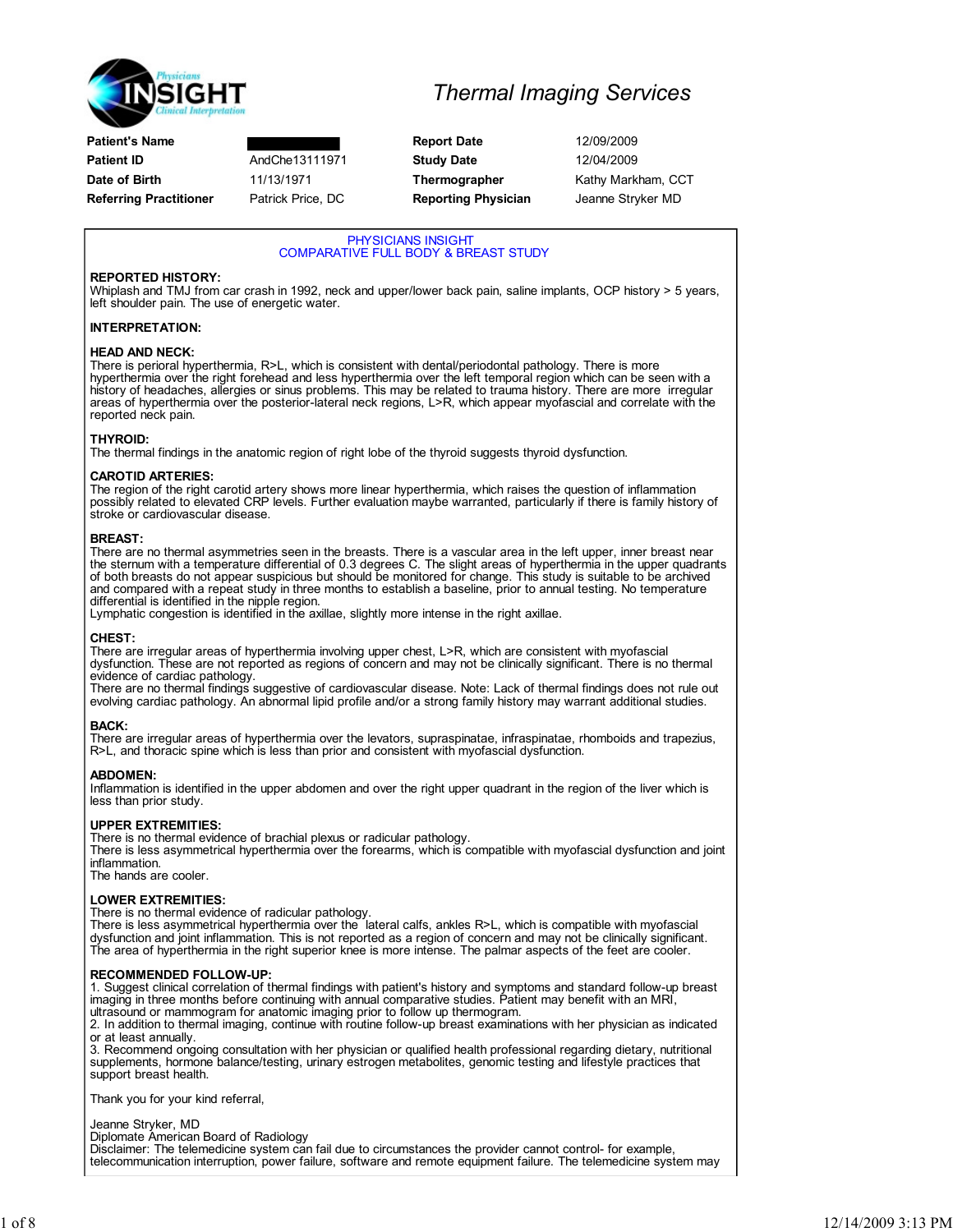Physicians INSIGHT Clinical Interpretation

# Thermal Imaging Services

| | | | |
|---|---|---|---|
| **Patient's Name** | ████ | **Report Date** | 12/09/2009 |
| **Patient ID** | AndChe13111971 | **Study Date** | 12/04/2009 |
| **Date of Birth** | 11/13/1971 | **Thermographer** | Kathy Markham, CCT |
| **Referring Practitioner** | Patrick Price, DC | **Reporting Physician** | Jeanne Stryker MD |

PHYSICIANS INSIGHT
COMPARATIVE FULL BODY & BREAST STUDY

**REPORTED HISTORY:**
Whiplash and TMJ from car crash in 1992, neck and upper/lower back pain, saline implants, OCP history > 5 years, left shoulder pain. The use of energetic water.

**INTERPRETATION:**

**HEAD AND NECK:**
There is perioral hyperthermia, R>L, which is consistent with dental/periodontal pathology. There is more hyperthermia over the right forehead and less hyperthermia over the left temporal region which can be seen with a history of headaches, allergies or sinus problems. This may be related to trauma history. There are more irregular areas of hyperthermia over the posterior-lateral neck regions, L>R, which appear myofascial and correlate with the reported neck pain.

**THYROID:**
The thermal findings in the anatomic region of right lobe of the thyroid suggests thyroid dysfunction.

**CAROTID ARTERIES:**
The region of the right carotid artery shows more linear hyperthermia, which raises the question of inflammation possibly related to elevated CRP levels. Further evaluation maybe warranted, particularly if there is family history of stroke or cardiovascular disease.

**BREAST:**
There are no thermal asymmetries seen in the breasts. There is a vascular area in the left upper, inner breast near the sternum with a temperature differential of 0.3 degrees C. The slight areas of hyperthermia in the upper quadrants of both breasts do not appear suspicious but should be monitored for change. This study is suitable to be archived and compared with a repeat study in three months to establish a baseline, prior to annual testing. No temperature differential is identified in the nipple region.
Lymphatic congestion is identified in the axillae, slightly more intense in the right axillae.

**CHEST:**
There are irregular areas of hyperthermia involving upper chest, L>R, which are consistent with myofascial dysfunction. These are not reported as regions of concern and may not be clinically significant. There is no thermal evidence of cardiac pathology.
There are no thermal findings suggestive of cardiovascular disease. Note: Lack of thermal findings does not rule out evolving cardiac pathology. An abnormal lipid profile and/or a strong family history may warrant additional studies.

**BACK:**
There are irregular areas of hyperthermia over the levators, supraspinatae, infraspinatae, rhomboids and trapezius, R>L, and thoracic spine which is less than prior and consistent with myofascial dysfunction.

**ABDOMEN:**
Inflammation is identified in the upper abdomen and over the right upper quadrant in the region of the liver which is less than prior study.

**UPPER EXTREMITIES:**
There is no thermal evidence of brachial plexus or radicular pathology.
There is less asymmetrical hyperthermia over the forearms, which is compatible with myofascial dysfunction and joint inflammation.
The hands are cooler.

**LOWER EXTREMITIES:**
There is no thermal evidence of radicular pathology.
There is less asymmetrical hyperthermia over the lateral calfs, ankles R>L, which is compatible with myofascial dysfunction and joint inflammation. This is not reported as a region of concern and may not be clinically significant.
The area of hyperthermia in the right superior knee is more intense. The palmar aspects of the feet are cooler.

**RECOMMENDED FOLLOW-UP:**
1. Suggest clinical correlation of thermal findings with patient's history and symptoms and standard follow-up breast imaging in three months before continuing with annual comparative studies. Patient may benefit with an MRI, ultrasound or mammogram for anatomic imaging prior to follow up thermogram.
2. In addition to thermal imaging, continue with routine follow-up breast examinations with her physician as indicated or at least annually.
3. Recommend ongoing consultation with her physician or qualified health professional regarding dietary, nutritional supplements, hormone balance/testing, urinary estrogen metabolites, genomic testing and lifestyle practices that support breast health.

Thank you for your kind referral,

Jeanne Stryker, MD
Diplomate American Board of Radiology
Disclaimer: The telemedicine system can fail due to circumstances the provider cannot control- for example, telecommunication interruption, power failure, software and remote equipment failure. The telemedicine system may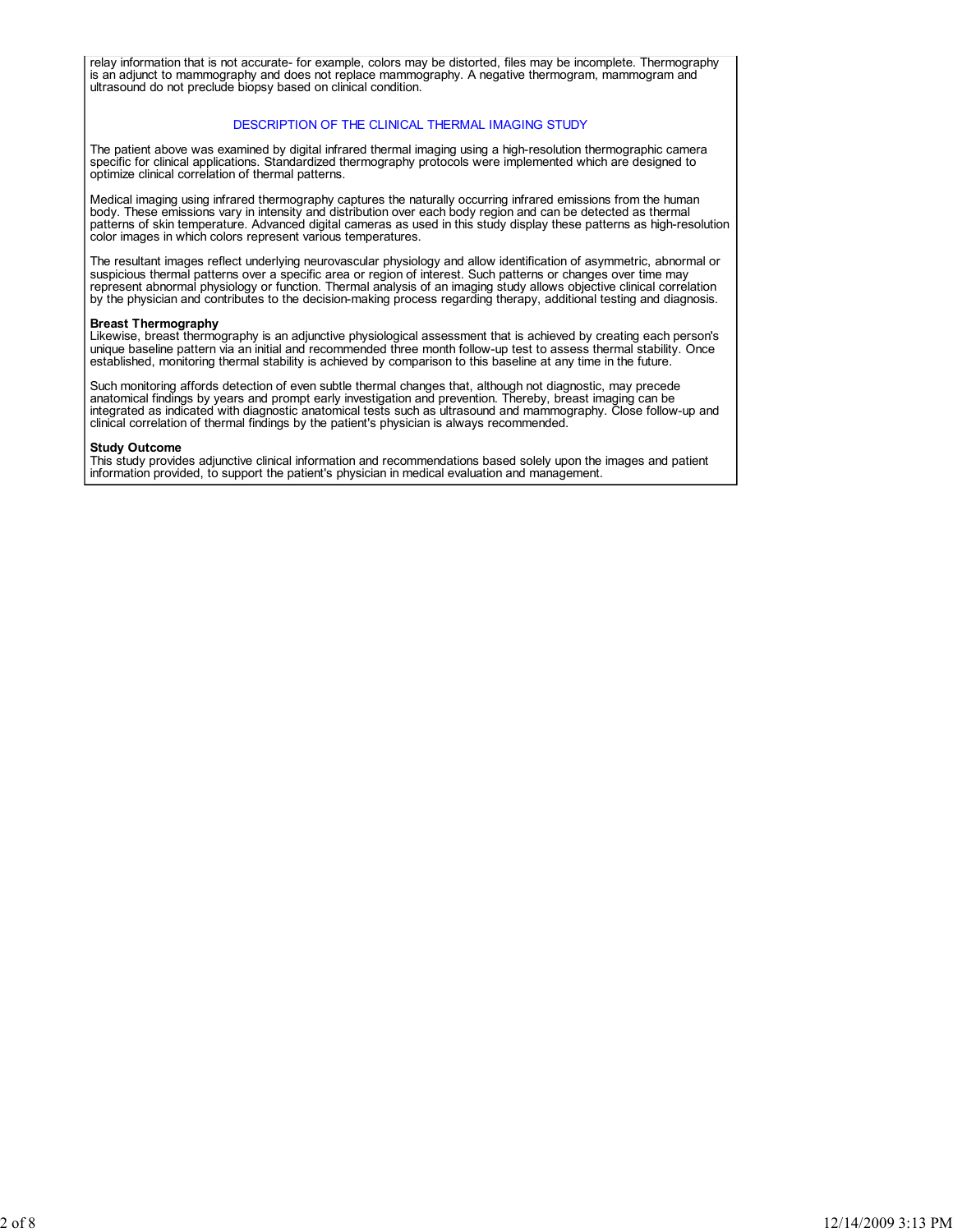relay information that is not accurate- for example, colors may be distorted, files may be incomplete. Thermography is an adjunct to mammography and does not replace mammography. A negative thermogram, mammogram and ultrasound do not preclude biopsy based on clinical condition.

## DESCRIPTION OF THE CLINICAL THERMAL IMAGING STUDY

The patient above was examined by digital infrared thermal imaging using a high-resolution thermographic camera specific for clinical applications. Standardized thermography protocols were implemented which are designed to optimize clinical correlation of thermal patterns.

Medical imaging using infrared thermography captures the naturally occurring infrared emissions from the human body. These emissions vary in intensity and distribution over each body region and can be detected as thermal patterns of skin temperature. Advanced digital cameras as used in this study display these patterns as high-resolution color images in which colors represent various temperatures.

The resultant images reflect underlying neurovascular physiology and allow identification of asymmetric, abnormal or suspicious thermal patterns over a specific area or region of interest. Such patterns or changes over time may represent abnormal physiology or function. Thermal analysis of an imaging study allows objective clinical correlation by the physician and contributes to the decision-making process regarding therapy, additional testing and diagnosis.

**Breast Thermography**
Likewise, breast thermography is an adjunctive physiological assessment that is achieved by creating each person's unique baseline pattern via an initial and recommended three month follow-up test to assess thermal stability. Once established, monitoring thermal stability is achieved by comparison to this baseline at any time in the future.

Such monitoring affords detection of even subtle thermal changes that, although not diagnostic, may precede anatomical findings by years and prompt early investigation and prevention. Thereby, breast imaging can be integrated as indicated with diagnostic anatomical tests such as ultrasound and mammography. Close follow-up and clinical correlation of thermal findings by the patient's physician is always recommended.

**Study Outcome**
This study provides adjunctive clinical information and recommendations based solely upon the images and patient information provided, to support the patient's physician in medical evaluation and management.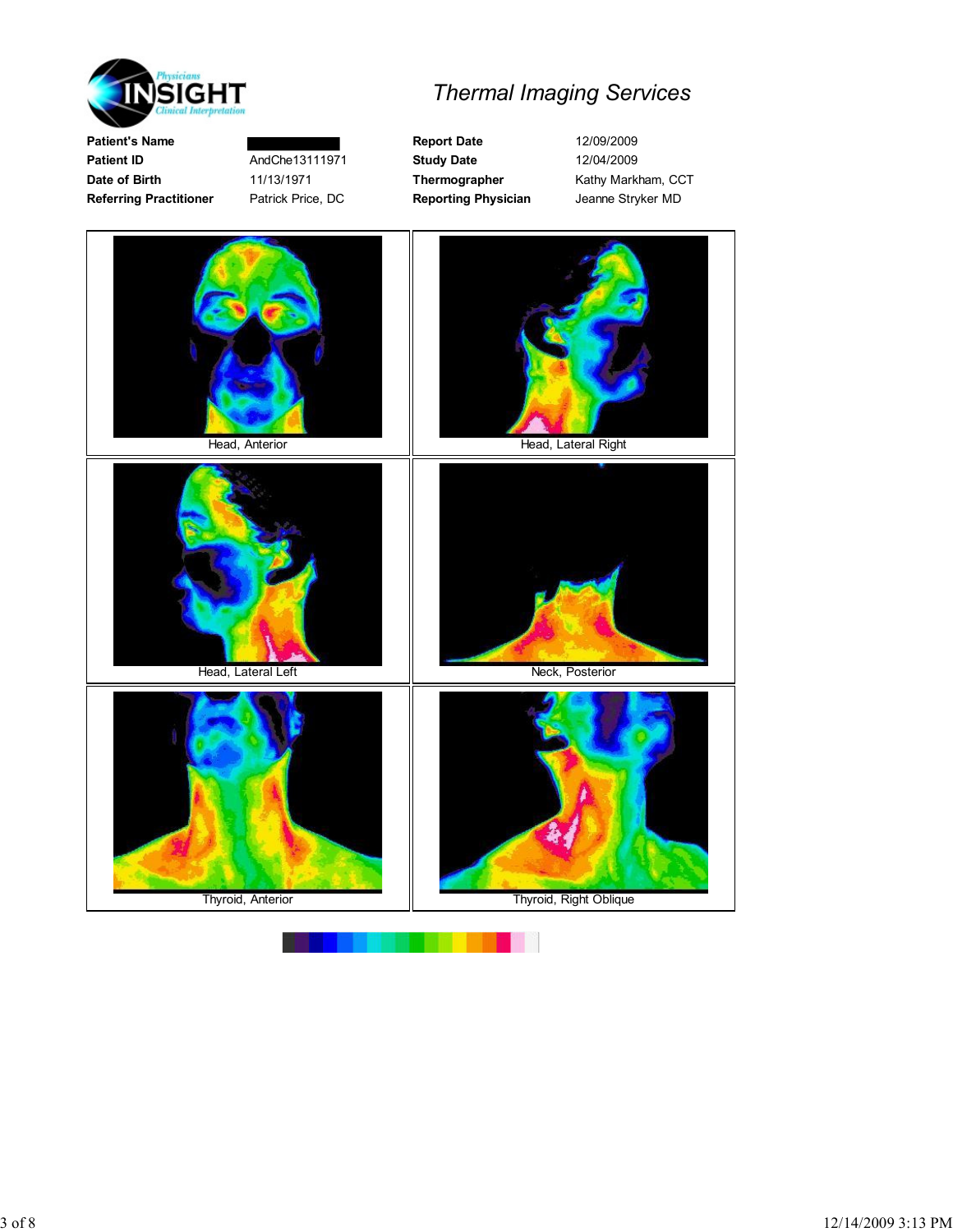# Thermal Imaging Services

Physicians INSIGHT Clinical Interpretation

| | | | |
|---|---|---|---|
| **Patient's Name** | | **Report Date** | 12/09/2009 |
| **Patient ID** | AndChe13111971 | **Study Date** | 12/04/2009 |
| **Date of Birth** | 11/13/1971 | **Thermographer** | Kathy Markham, CCT |
| **Referring Practitioner** | Patrick Price, DC | **Reporting Physician** | Jeanne Stryker MD |

Head, Anterior

Head, Lateral Right

Head, Lateral Left

Neck, Posterior

Thyroid, Anterior

Thyroid, Right Oblique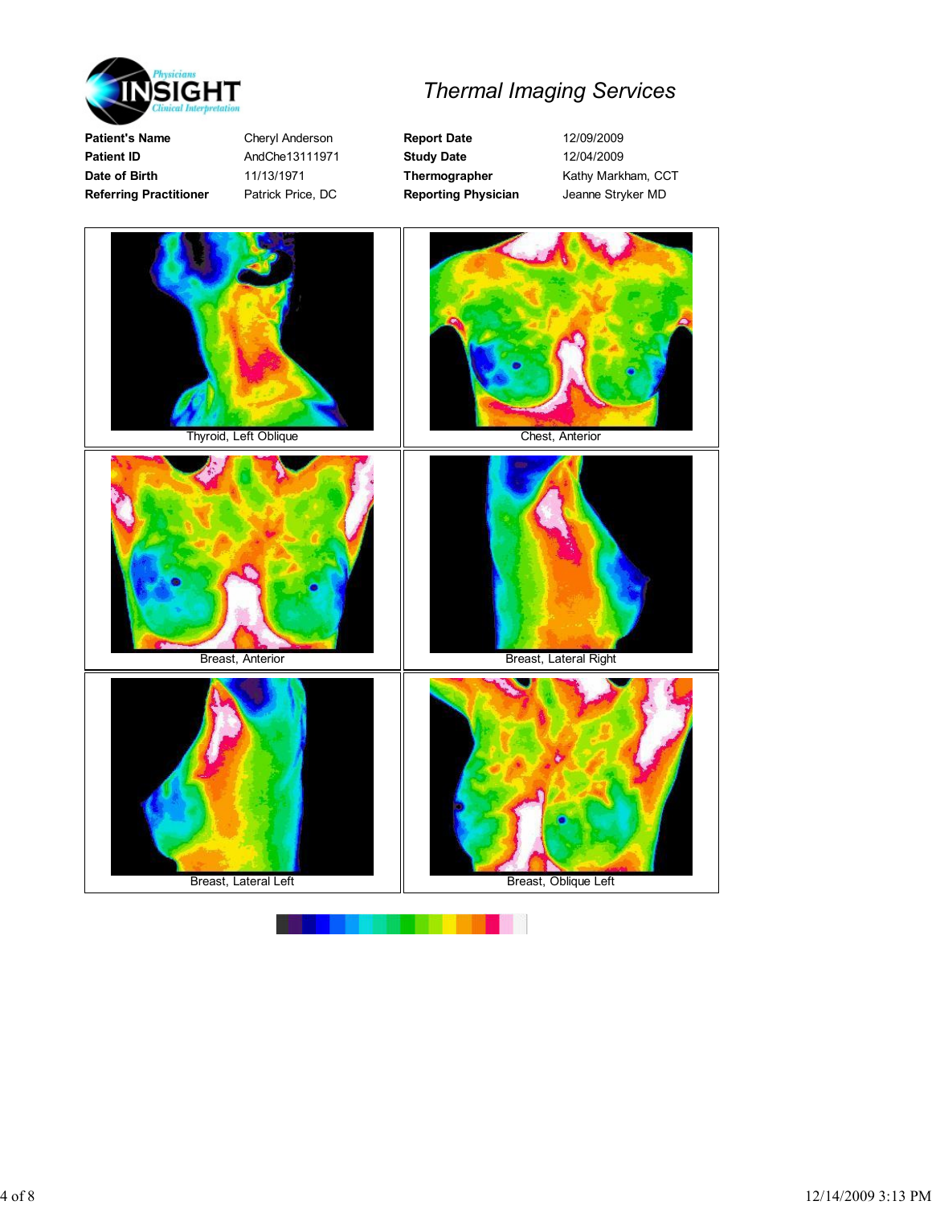# Thermal Imaging Services

| | | | |
|---|---|---|---|
| **Patient's Name** | Cheryl Anderson | **Report Date** | 12/09/2009 |
| **Patient ID** | AndChe13111971 | **Study Date** | 12/04/2009 |
| **Date of Birth** | 11/13/1971 | **Thermographer** | Kathy Markham, CCT |
| **Referring Practitioner** | Patrick Price, DC | **Reporting Physician** | Jeanne Stryker MD |

Thyroid, Left Oblique

Chest, Anterior

Breast, Anterior

Breast, Lateral Right

Breast, Lateral Left

Breast, Oblique Left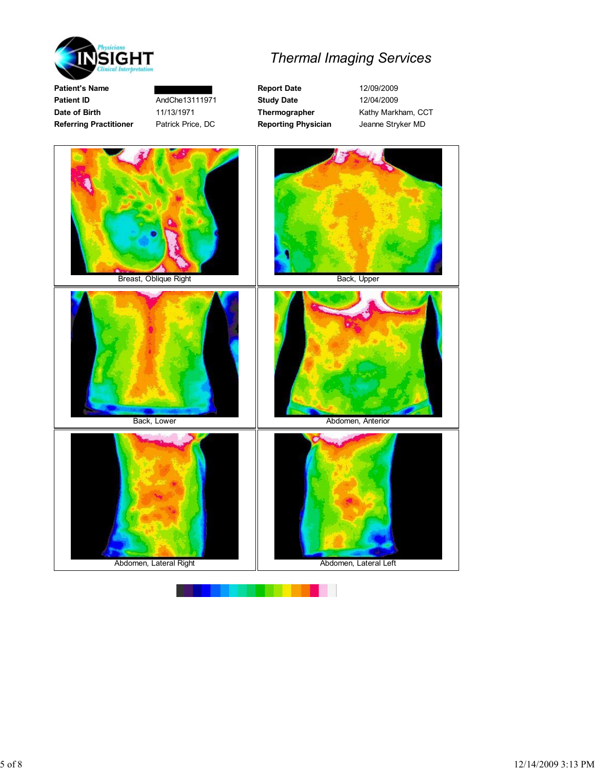Physicians INSIGHT Clinical Interpretation

# Thermal Imaging Services

| | | | |
|---|---|---|---|
| **Patient's Name** | | **Report Date** | 12/09/2009 |
| **Patient ID** | AndChe13111971 | **Study Date** | 12/04/2009 |
| **Date of Birth** | 11/13/1971 | **Thermographer** | Kathy Markham, CCT |
| **Referring Practitioner** | Patrick Price, DC | **Reporting Physician** | Jeanne Stryker MD |

Breast, Oblique Right

Back, Upper

Back, Lower

Abdomen, Anterior

Abdomen, Lateral Right

Abdomen, Lateral Left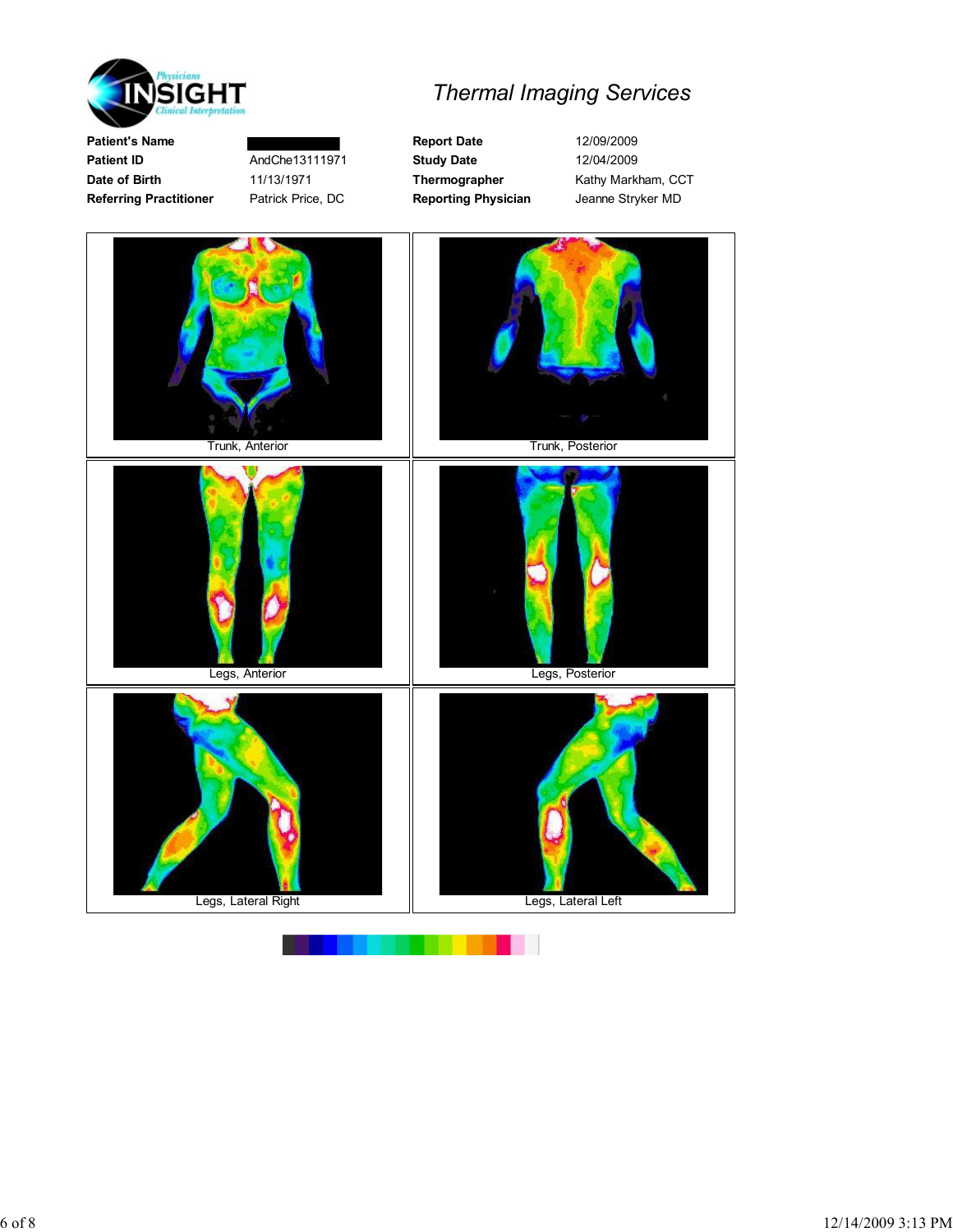**Physicians INSIGHT** *Clinical Interpretation*

## *Thermal Imaging Services*

| | | | |
|---|---|---|---|
| **Patient's Name** | | **Report Date** | 12/09/2009 |
| **Patient ID** | AndChe13111971 | **Study Date** | 12/04/2009 |
| **Date of Birth** | 11/13/1971 | **Thermographer** | Kathy Markham, CCT |
| **Referring Practitioner** | Patrick Price, DC | **Reporting Physician** | Jeanne Stryker MD |

Trunk, Anterior

Trunk, Posterior

Legs, Anterior

Legs, Posterior

Legs, Lateral Right

Legs, Lateral Left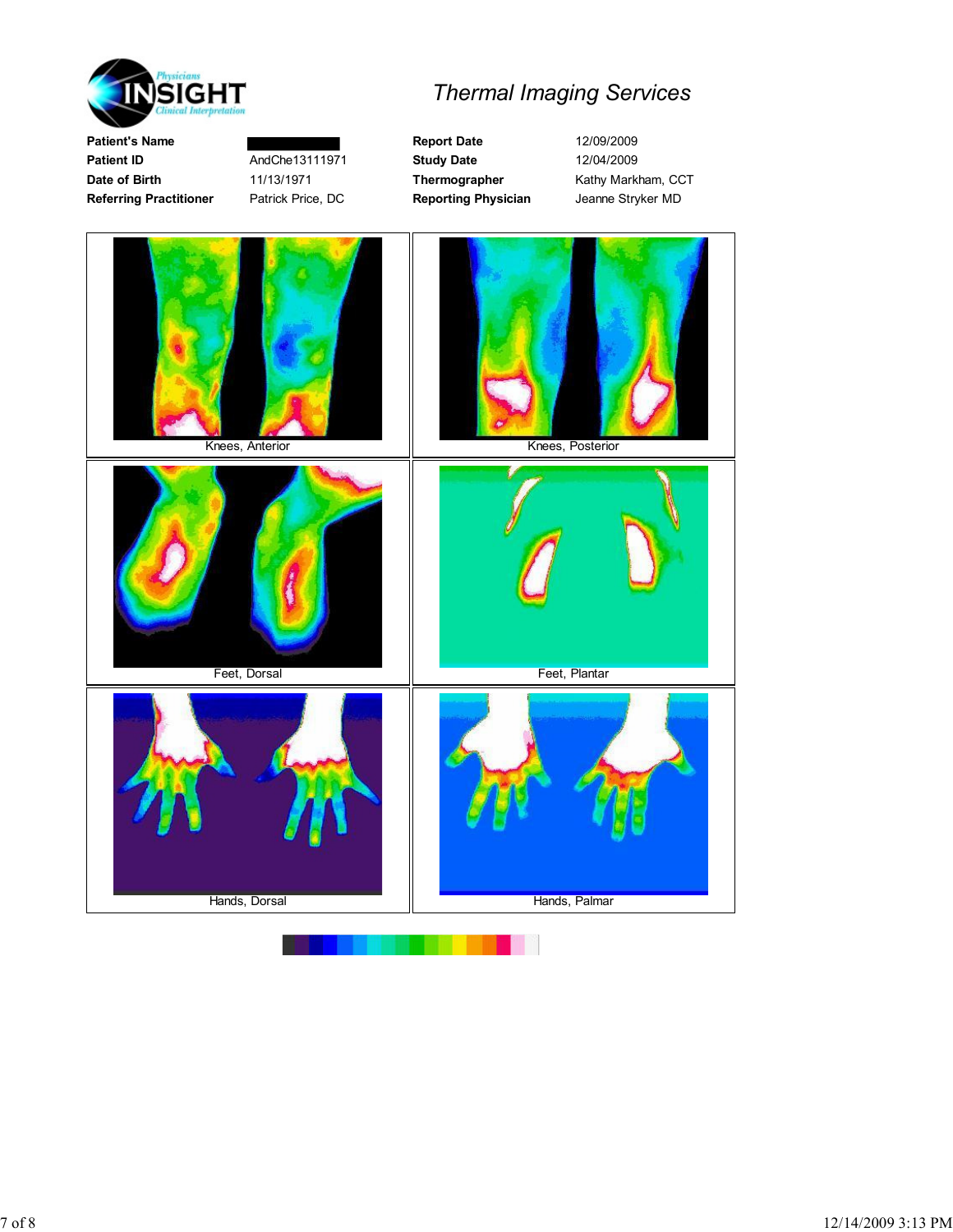**Physicians INSIGHT** *Clinical Interpretation*

# *Thermal Imaging Services*

| | | | |
|---|---|---|---|
| **Patient's Name** | | **Report Date** | 12/09/2009 |
| **Patient ID** | AndChe13111971 | **Study Date** | 12/04/2009 |
| **Date of Birth** | 11/13/1971 | **Thermographer** | Kathy Markham, CCT |
| **Referring Practitioner** | Patrick Price, DC | **Reporting Physician** | Jeanne Stryker MD |

Knees, Anterior

Knees, Posterior

Feet, Dorsal

Feet, Plantar

Hands, Dorsal

Hands, Palmar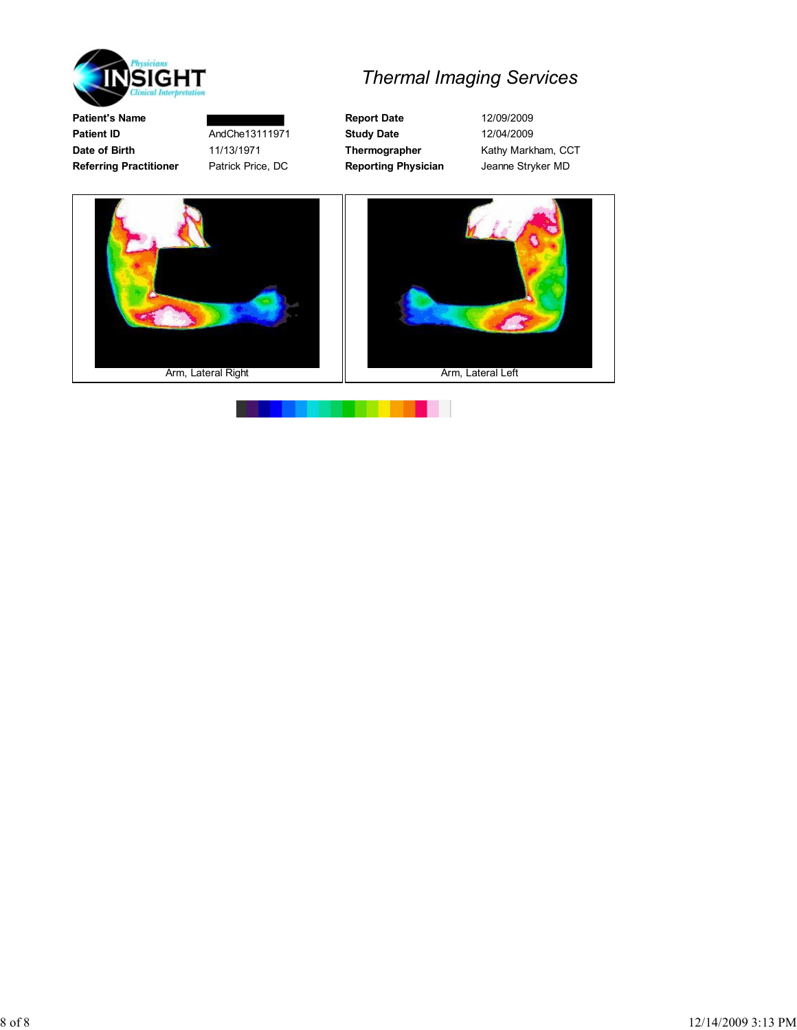**Physicians INSIGHT Clinical Interpretation**

# Thermal Imaging Services

| | | | |
|---|---|---|---|
| **Patient's Name** | | **Report Date** | 12/09/2009 |
| **Patient ID** | AndChe13111971 | **Study Date** | 12/04/2009 |
| **Date of Birth** | 11/13/1971 | **Thermographer** | Kathy Markham, CCT |
| **Referring Practitioner** | Patrick Price, DC | **Reporting Physician** | Jeanne Stryker MD |

Arm, Lateral Right

Arm, Lateral Left